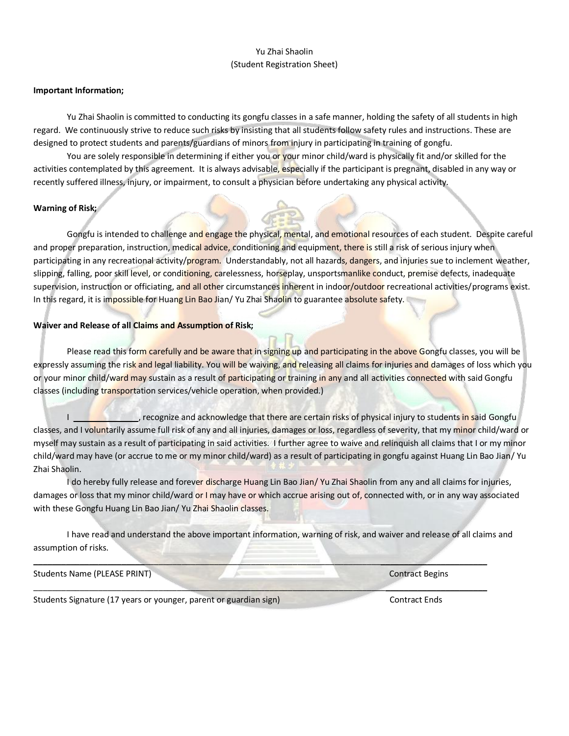Yu Zhai Shaolin
(Student Registration Sheet)

**Important Information;**

Yu Zhai Shaolin is committed to conducting its gongfu classes in a safe manner, holding the safety of all students in high regard. We continuously strive to reduce such risks by insisting that all students follow safety rules and instructions. These are designed to protect students and parents/guardians of minors from injury in participating in training of gongfu.

You are solely responsible in determining if either you or your minor child/ward is physically fit and/or skilled for the activities contemplated by this agreement. It is always advisable, especially if the participant is pregnant, disabled in any way or recently suffered illness, injury, or impairment, to consult a physician before undertaking any physical activity.

**Warning of Risk;**

Gongfu is intended to challenge and engage the physical, mental, and emotional resources of each student. Despite careful and proper preparation, instruction, medical advice, conditioning and equipment, there is still a risk of serious injury when participating in any recreational activity/program. Understandably, not all hazards, dangers, and injuries sue to inclement weather, slipping, falling, poor skill level, or conditioning, carelessness, horseplay, unsportsmanlike conduct, premise defects, inadequate supervision, instruction or officiating, and all other circumstances inherent in indoor/outdoor recreational activities/programs exist. In this regard, it is impossible for Huang Lin Bao Jian/ Yu Zhai Shaolin to guarantee absolute safety.

**Waiver and Release of all Claims and Assumption of Risk;**

Please read this form carefully and be aware that in signing up and participating in the above Gongfu classes, you will be expressly assuming the risk and legal liability. You will be waiving, and releasing all claims for injuries and damages of loss which you or your minor child/ward may sustain as a result of participating or training in any and all activities connected with said Gongfu classes (including transportation services/vehicle operation, when provided.)

I ______________, recognize and acknowledge that there are certain risks of physical injury to students in said Gongfu classes, and I voluntarily assume full risk of any and all injuries, damages or loss, regardless of severity, that my minor child/ward or myself may sustain as a result of participating in said activities. I further agree to waive and relinquish all claims that I or my minor child/ward may have (or accrue to me or my minor child/ward) as a result of participating in gongfu against Huang Lin Bao Jian/ Yu Zhai Shaolin.

I do hereby fully release and forever discharge Huang Lin Bao Jian/ Yu Zhai Shaolin from any and all claims for injuries, damages or loss that my minor child/ward or I may have or which accrue arising out of, connected with, or in any way associated with these Gongfu Huang Lin Bao Jian/ Yu Zhai Shaolin classes.

I have read and understand the above important information, warning of risk, and waiver and release of all claims and assumption of risks.

______________________________________________________________ ______________________

Students Name (PLEASE PRINT) Contract Begins

______________________________________________________________ ______________________

Students Signature (17 years or younger, parent or guardian sign) Contract Ends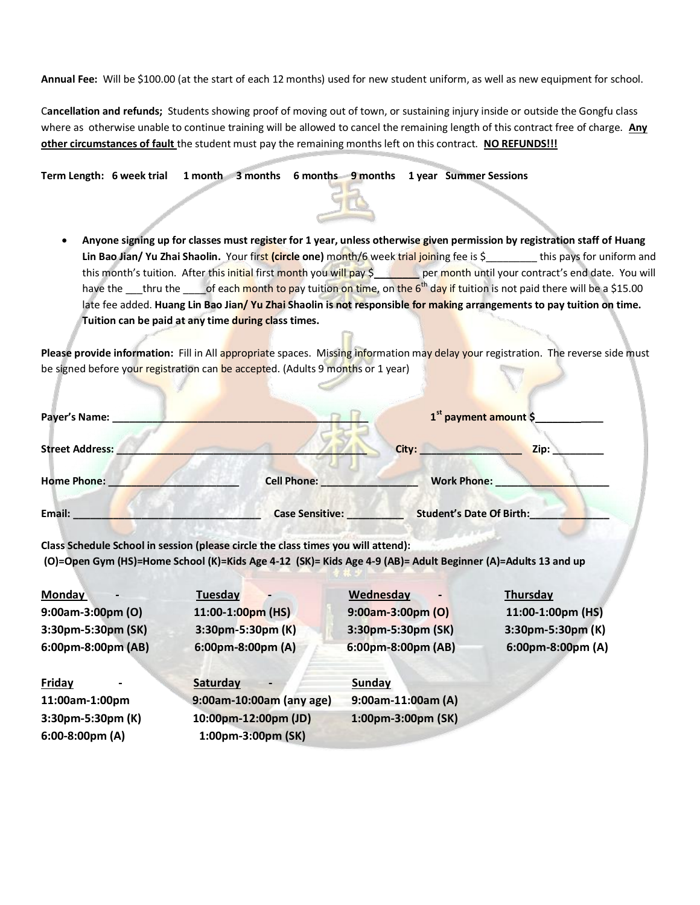**Annual Fee:** Will be $100.00 (at the start of each 12 months) used for new student uniform, as well as new equipment for school.

C**ancellation and refunds;** Students showing proof of moving out of town, or sustaining injury inside or outside the Gongfu class where as otherwise unable to continue training will be allowed to cancel the remaining length of this contract free of charge. **Any other circumstances of fault** the student must pay the remaining months left on this contract. **NO REFUNDS!!!**

**Term Length: 6 week trial 1 month 3 months 6 months 9 months 1 year Summer Sessions**

- **Anyone signing up for classes must register for 1 year, unless otherwise given permission by registration staff of Huang Lin Bao Jian/ Yu Zhai Shaolin.** Your first **(circle one)** month/6 week trial joining fee is $_________ this pays for uniform and this month's tuition. After this initial first month you will pay $________ per month until your contract's end date. You will have the ___thru the ____of each month to pay tuition on time, on the 6th day if tuition is not paid there will be a $15.00 late fee added. **Huang Lin Bao Jian/ Yu Zhai Shaolin is not responsible for making arrangements to pay tuition on time. Tuition can be paid at any time during class times.**

**Please provide information:** Fill in All appropriate spaces. Missing information may delay your registration. The reverse side must be signed before your registration can be accepted. (Adults 9 months or 1 year)

**Payer's Name:** ___________________________________________ **1st payment amount $**____________

**Street Address:** ___________________________________________ **City:** __________________ **Zip:** _________

**Home Phone:** _______________________ **Cell Phone:** _________________ **Work Phone:** ____________________

**Email:** __________________________________ **Case Sensitive:** __________ **Student's Date Of Birth:**______________

**Class Schedule School in session (please circle the class times you will attend):**
**(O)=Open Gym (HS)=Home School (K)=Kids Age 4-12 (SK)= Kids Age 4-9 (AB)= Adult Beginner (A)=Adults 13 and up**

| Monday | Tuesday | Wednesday | Thursday |
|---|---|---|---|
| 9:00am-3:00pm (O) | 11:00-1:00pm (HS) | 9:00am-3:00pm (O) | 11:00-1:00pm (HS) |
| 3:30pm-5:30pm (SK) | 3:30pm-5:30pm (K) | 3:30pm-5:30pm (SK) | 3:30pm-5:30pm (K) |
| 6:00pm-8:00pm (AB) | 6:00pm-8:00pm (A) | 6:00pm-8:00pm (AB) | 6:00pm-8:00pm (A) |

| Friday | Saturday | Sunday |
|---|---|---|
| 11:00am-1:00pm | 9:00am-10:00am (any age) | 9:00am-11:00am (A) |
| 3:30pm-5:30pm (K) | 10:00pm-12:00pm (JD) | 1:00pm-3:00pm (SK) |
| 6:00-8:00pm (A) | 1:00pm-3:00pm (SK) | |